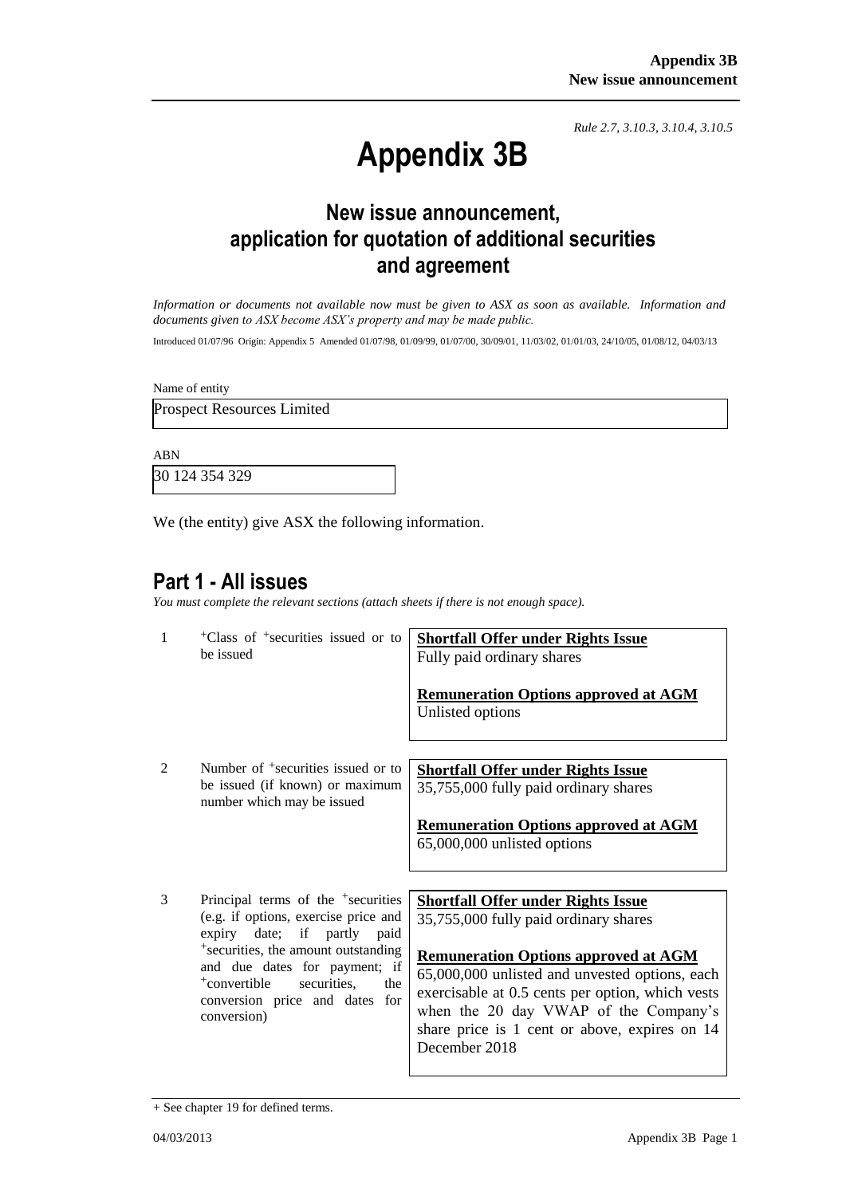*Rule 2.7, 3.10.3, 3.10.4, 3.10.5*

# Appendix 3B

## New issue announcement, application for quotation of additional securities and agreement

*Information or documents not available now must be given to ASX as soon as available. Information and documents given to ASX become ASX's property and may be made public.*

Introduced 01/07/96 Origin: Appendix 5 Amended 01/07/98, 01/09/99, 01/07/00, 30/09/01, 11/03/02, 01/01/03, 24/10/05, 01/08/12, 04/03/13

Name of entity

Prospect Resources Limited

ABN

30 124 354 329

We (the entity) give ASX the following information.

## Part 1 - All issues

*You must complete the relevant sections (attach sheets if there is not enough space).*

| | | |
|---|---|---|
| 1 | +Class of +securities issued or to be issued | **Shortfall Offer under Rights Issue**<br>Fully paid ordinary shares<br><br>**Remuneration Options approved at AGM**<br>Unlisted options |
| 2 | Number of +securities issued or to be issued (if known) or maximum number which may be issued | **Shortfall Offer under Rights Issue**<br>35,755,000 fully paid ordinary shares<br><br>**Remuneration Options approved at AGM**<br>65,000,000 unlisted options |
| 3 | Principal terms of the +securities (e.g. if options, exercise price and expiry date; if partly paid +securities, the amount outstanding and due dates for payment; if +convertible securities, the conversion price and dates for conversion) | **Shortfall Offer under Rights Issue**<br>35,755,000 fully paid ordinary shares<br><br>**Remuneration Options approved at AGM**<br>65,000,000 unlisted and unvested options, each exercisable at 0.5 cents per option, which vests when the 20 day VWAP of the Company's share price is 1 cent or above, expires on 14 December 2018 |

+ See chapter 19 for defined terms.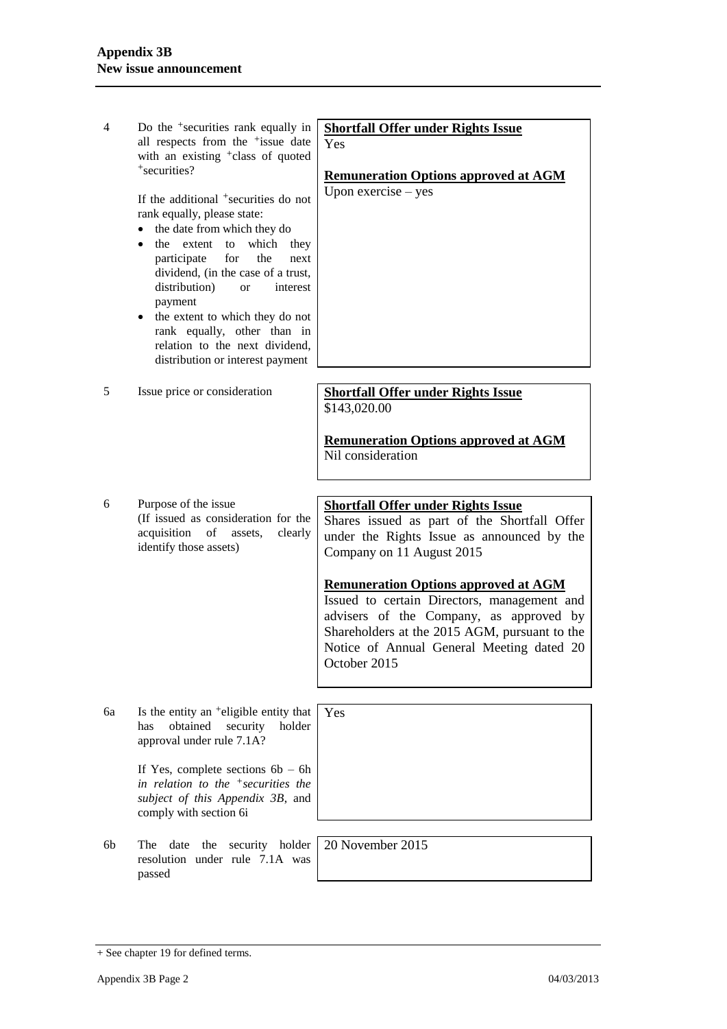| | | |
|---|---|---|
| 4 | Do the +securities rank equally in all respects from the +issue date with an existing +class of quoted +securities?<br><br>If the additional +securities do not rank equally, please state:<br>• the date from which they do<br>• the extent to which they participate for the next dividend, (in the case of a trust, distribution) or interest payment<br>• the extent to which they do not rank equally, other than in relation to the next dividend, distribution or interest payment | **Shortfall Offer under Rights Issue**<br>Yes<br><br>**Remuneration Options approved at AGM**<br>Upon exercise – yes |
| 5 | Issue price or consideration | **Shortfall Offer under Rights Issue**<br>$143,020.00<br><br>**Remuneration Options approved at AGM**<br>Nil consideration |
| 6 | Purpose of the issue<br>(If issued as consideration for the acquisition of assets, clearly identify those assets) | **Shortfall Offer under Rights Issue**<br>Shares issued as part of the Shortfall Offer under the Rights Issue as announced by the Company on 11 August 2015<br><br>**Remuneration Options approved at AGM**<br>Issued to certain Directors, management and advisers of the Company, as approved by Shareholders at the 2015 AGM, pursuant to the Notice of Annual General Meeting dated 20 October 2015 |
| 6a | Is the entity an +eligible entity that has obtained security holder approval under rule 7.1A?<br><br>If Yes, complete sections 6b – 6h *in relation to the +securities the subject of this Appendix 3B*, and comply with section 6i | Yes |
| 6b | The date the security holder resolution under rule 7.1A was passed | 20 November 2015 |

+ See chapter 19 for defined terms.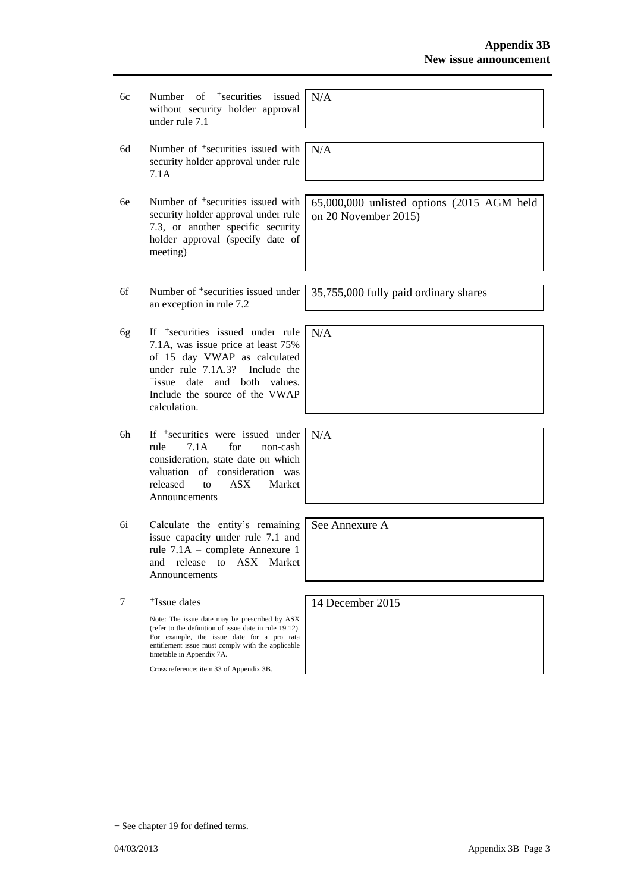| | | |
|---|---|---|
| 6c | Number of +securities issued without security holder approval under rule 7.1 | N/A |
| 6d | Number of +securities issued with security holder approval under rule 7.1A | N/A |
| 6e | Number of +securities issued with security holder approval under rule 7.3, or another specific security holder approval (specify date of meeting) | 65,000,000 unlisted options (2015 AGM held on 20 November 2015) |
| 6f | Number of +securities issued under an exception in rule 7.2 | 35,755,000 fully paid ordinary shares |
| 6g | If +securities issued under rule 7.1A, was issue price at least 75% of 15 day VWAP as calculated under rule 7.1A.3? Include the +issue date and both values. Include the source of the VWAP calculation. | N/A |
| 6h | If +securities were issued under rule 7.1A for non-cash consideration, state date on which valuation of consideration was released to ASX Market Announcements | N/A |
| 6i | Calculate the entity's remaining issue capacity under rule 7.1 and rule 7.1A – complete Annexure 1 and release to ASX Market Announcements | See Annexure A |
| 7 | +Issue dates<br><br>Note: The issue date may be prescribed by ASX (refer to the definition of issue date in rule 19.12). For example, the issue date for a pro rata entitlement issue must comply with the applicable timetable in Appendix 7A.<br><br>Cross reference: item 33 of Appendix 3B. | 14 December 2015 |

+ See chapter 19 for defined terms.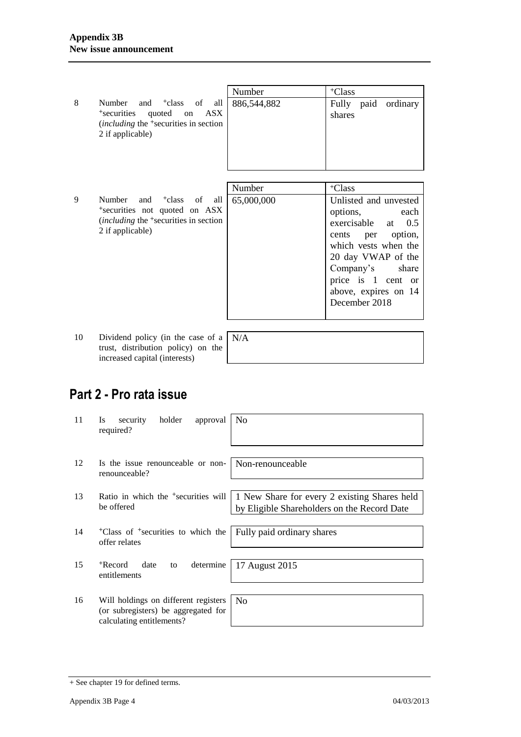**Appendix 3B**
**New issue announcement**

| | | Number | +Class |
|---|---|---|---|
| 8 | Number and +class of all +securities quoted on ASX (*including* the +securities in section 2 if applicable) | 886,544,882 | Fully paid ordinary shares |

| | | Number | +Class |
|---|---|---|---|
| 9 | Number and +class of all +securities not quoted on ASX (*including* the +securities in section 2 if applicable) | 65,000,000 | Unlisted and unvested options, each exercisable at 0.5 cents per option, which vests when the 20 day VWAP of the Company's share price is 1 cent or above, expires on 14 December 2018 |

| | | |
|---|---|---|
| 10 | Dividend policy (in the case of a trust, distribution policy) on the increased capital (interests) | N/A |

## Part 2 - Pro rata issue

| | | |
|---|---|---|
| 11 | Is security holder approval required? | No |
| 12 | Is the issue renounceable or non-renounceable? | Non-renounceable |
| 13 | Ratio in which the +securities will be offered | 1 New Share for every 2 existing Shares held by Eligible Shareholders on the Record Date |
| 14 | +Class of +securities to which the offer relates | Fully paid ordinary shares |
| 15 | +Record date to determine entitlements | 17 August 2015 |
| 16 | Will holdings on different registers (or subregisters) be aggregated for calculating entitlements? | No |

+ See chapter 19 for defined terms.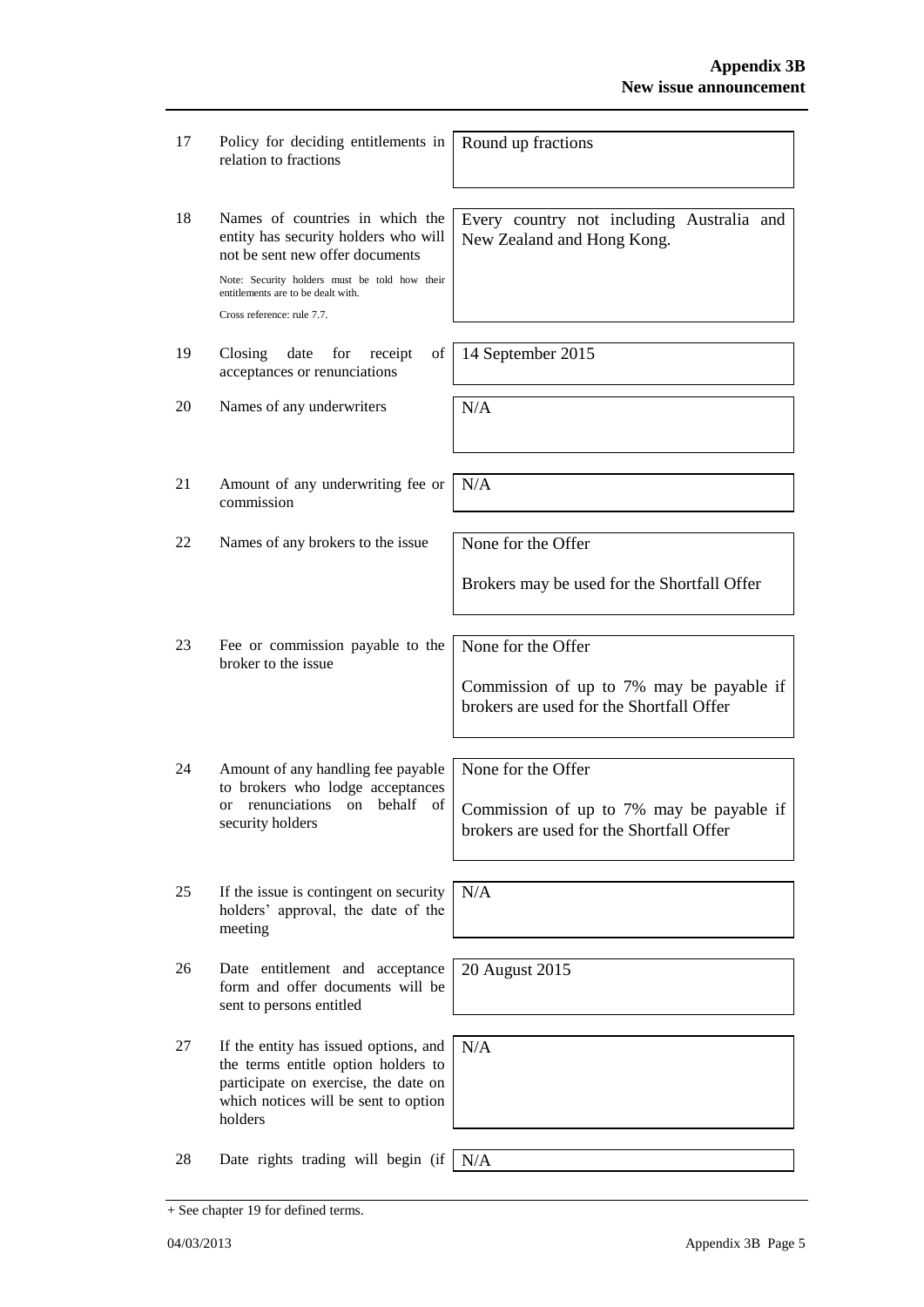| | | |
|---|---|---|
| 17 | Policy for deciding entitlements in relation to fractions | Round up fractions |
| 18 | Names of countries in which the entity has security holders who will not be sent new offer documents<br><br>Note: Security holders must be told how their entitlements are to be dealt with.<br><br>Cross reference: rule 7.7. | Every country not including Australia and New Zealand and Hong Kong. |
| 19 | Closing date for receipt of acceptances or renunciations | 14 September 2015 |
| 20 | Names of any underwriters | N/A |
| 21 | Amount of any underwriting fee or commission | N/A |
| 22 | Names of any brokers to the issue | None for the Offer<br><br>Brokers may be used for the Shortfall Offer |
| 23 | Fee or commission payable to the broker to the issue | None for the Offer<br><br>Commission of up to 7% may be payable if brokers are used for the Shortfall Offer |
| 24 | Amount of any handling fee payable to brokers who lodge acceptances or renunciations on behalf of security holders | None for the Offer<br><br>Commission of up to 7% may be payable if brokers are used for the Shortfall Offer |
| 25 | If the issue is contingent on security holders' approval, the date of the meeting | N/A |
| 26 | Date entitlement and acceptance form and offer documents will be sent to persons entitled | 20 August 2015 |
| 27 | If the entity has issued options, and the terms entitle option holders to participate on exercise, the date on which notices will be sent to option holders | N/A |
| 28 | Date rights trading will begin (if | N/A |

+ See chapter 19 for defined terms.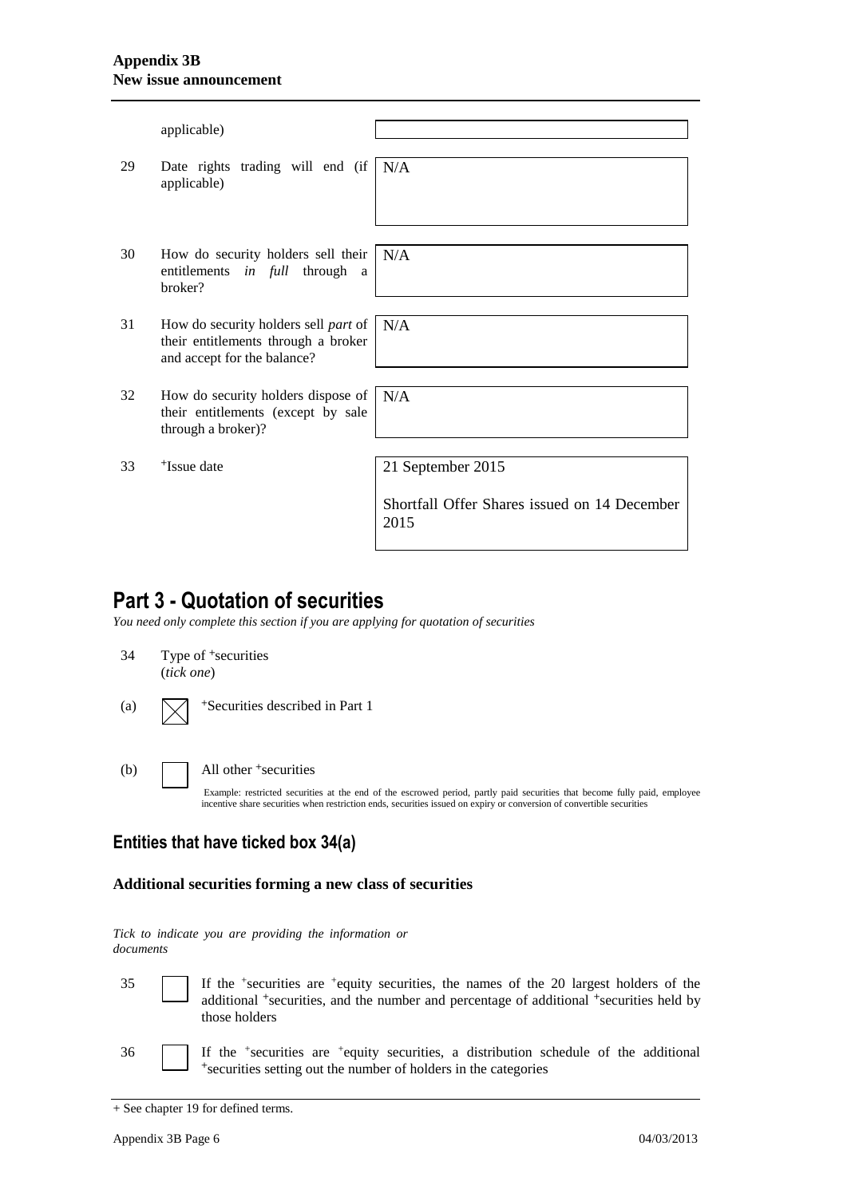| | | |
|---|---|---|
| | applicable) | |
| 29 | Date rights trading will end (if applicable) | N/A |
| 30 | How do security holders sell their entitlements *in full* through a broker? | N/A |
| 31 | How do security holders sell *part* of their entitlements through a broker and accept for the balance? | N/A |
| 32 | How do security holders dispose of their entitlements (except by sale through a broker)? | N/A |
| 33 | +Issue date | 21 September 2015<br><br>Shortfall Offer Shares issued on 14 December 2015 |

# Part 3 - Quotation of securities

*You need only complete this section if you are applying for quotation of securities*

34 Type of +securities
(*tick one*)

(a) ☒ +Securities described in Part 1

(b) ☐ All other +securities

Example: restricted securities at the end of the escrowed period, partly paid securities that become fully paid, employee incentive share securities when restriction ends, securities issued on expiry or conversion of convertible securities

## Entities that have ticked box 34(a)

### Additional securities forming a new class of securities

*Tick to indicate you are providing the information or documents*

35 ☐ If the +securities are +equity securities, the names of the 20 largest holders of the additional +securities, and the number and percentage of additional +securities held by those holders

36 ☐ If the +securities are +equity securities, a distribution schedule of the additional +securities setting out the number of holders in the categories

+ See chapter 19 for defined terms.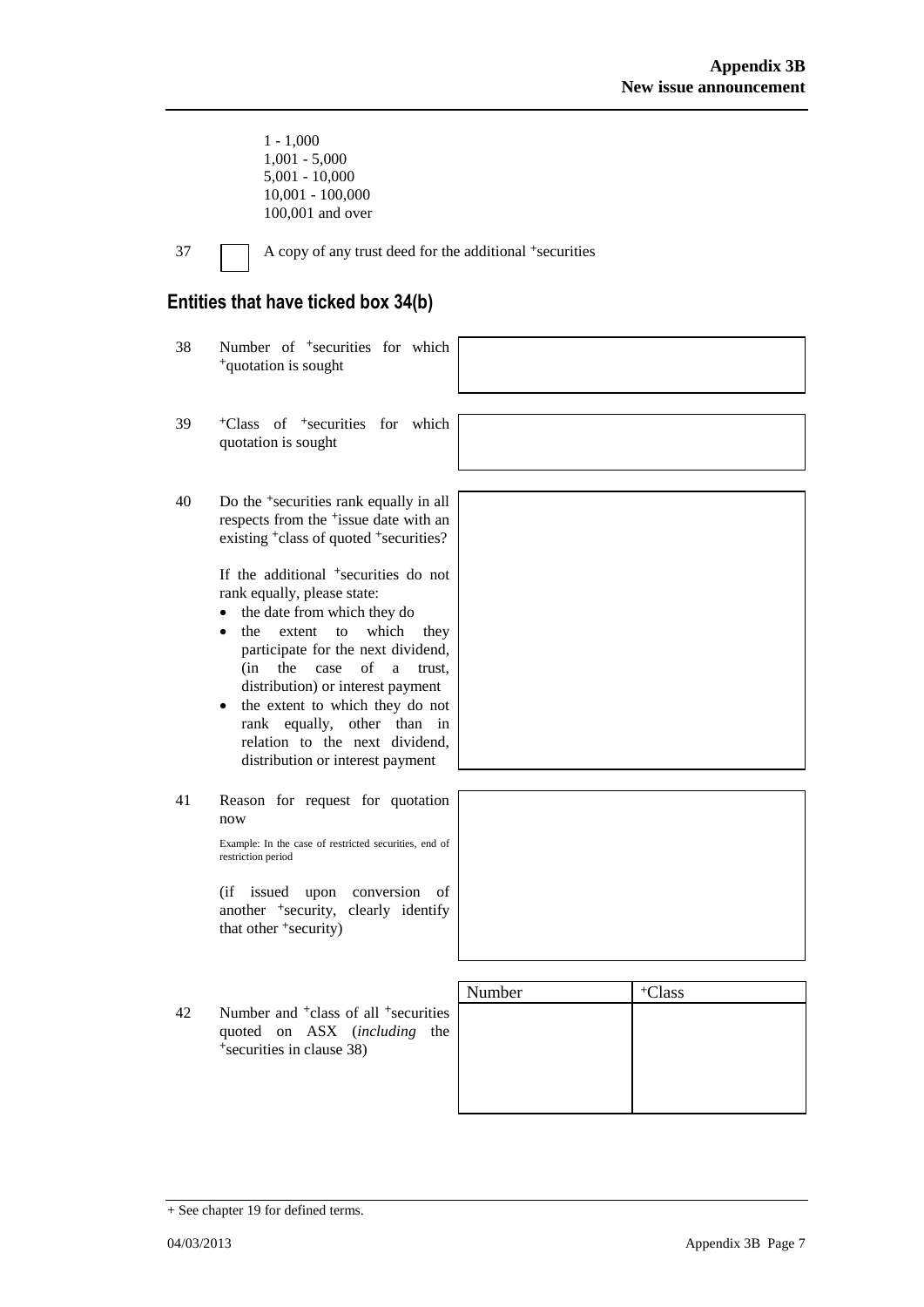1 - 1,000
1,001 - 5,000
5,001 - 10,000
10,001 - 100,000
100,001 and over

37 ☐ A copy of any trust deed for the additional +securities

## Entities that have ticked box 34(b)

| | | |
|---|---|---|
| 38 | Number of +securities for which +quotation is sought | |
| 39 | +Class of +securities for which quotation is sought | |
| 40 | Do the +securities rank equally in all respects from the +issue date with an existing +class of quoted +securities?<br><br>If the additional +securities do not rank equally, please state:<br>• the date from which they do<br>• the extent to which they participate for the next dividend, (in the case of a trust, distribution) or interest payment<br>• the extent to which they do not rank equally, other than in relation to the next dividend, distribution or interest payment | |
| 41 | Reason for request for quotation now<br><br>Example: In the case of restricted securities, end of restriction period<br><br>(if issued upon conversion of another +security, clearly identify that other +security) | |

| | | Number | +Class |
|---|---|---|---|
| 42 | Number and +class of all +securities quoted on ASX (*including* the +securities in clause 38) | | |

+ See chapter 19 for defined terms.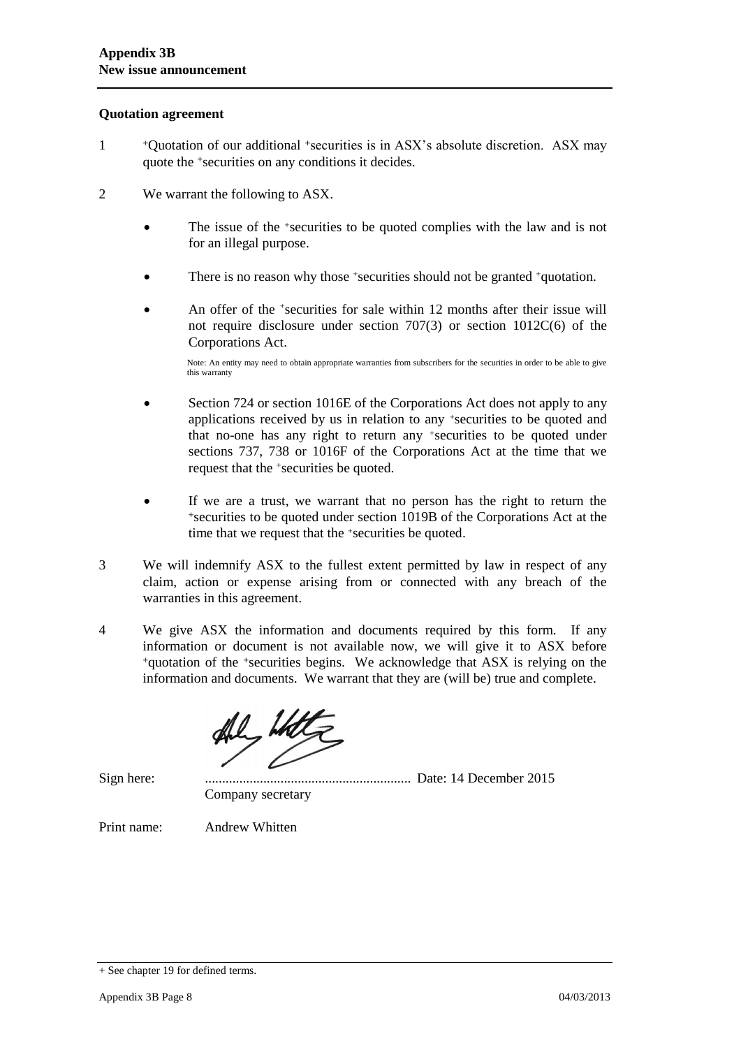## Quotation agreement

1. +Quotation of our additional +securities is in ASX's absolute discretion. ASX may quote the +securities on any conditions it decides.

2. We warrant the following to ASX.

   - The issue of the +securities to be quoted complies with the law and is not for an illegal purpose.

   - There is no reason why those +securities should not be granted +quotation.

   - An offer of the +securities for sale within 12 months after their issue will not require disclosure under section 707(3) or section 1012C(6) of the Corporations Act.

     Note: An entity may need to obtain appropriate warranties from subscribers for the securities in order to be able to give this warranty

   - Section 724 or section 1016E of the Corporations Act does not apply to any applications received by us in relation to any +securities to be quoted and that no-one has any right to return any +securities to be quoted under sections 737, 738 or 1016F of the Corporations Act at the time that we request that the +securities be quoted.

   - If we are a trust, we warrant that no person has the right to return the +securities to be quoted under section 1019B of the Corporations Act at the time that we request that the +securities be quoted.

3. We will indemnify ASX to the fullest extent permitted by law in respect of any claim, action or expense arising from or connected with any breach of the warranties in this agreement.

4. We give ASX the information and documents required by this form. If any information or document is not available now, we will give it to ASX before +quotation of the +securities begins. We acknowledge that ASX is relying on the information and documents. We warrant that they are (will be) true and complete.

Sign here: ............................................................ Date: 14 December 2015
Company secretary

Print name: Andrew Whitten

+ See chapter 19 for defined terms.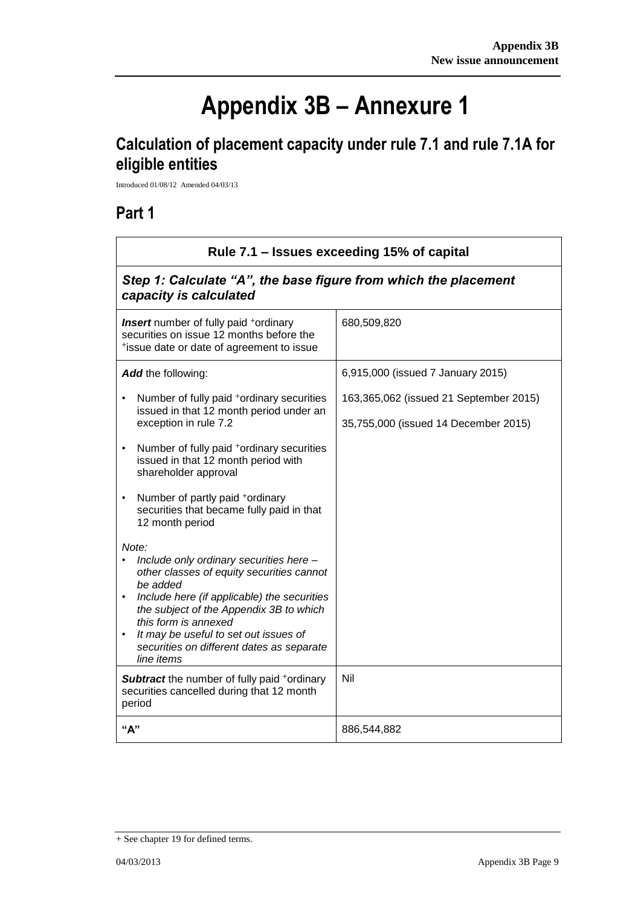# Appendix 3B – Annexure 1

## Calculation of placement capacity under rule 7.1 and rule 7.1A for eligible entities

Introduced 01/08/12 Amended 04/03/13

## Part 1

| Rule 7.1 – Issues exceeding 15% of capital | |
|---|---|
| ***Step 1: Calculate "A", the base figure from which the placement capacity is calculated*** | |
| ***Insert*** number of fully paid +ordinary securities on issue 12 months before the +issue date or date of agreement to issue | 680,509,820 |
| ***Add*** the following:<br>• Number of fully paid +ordinary securities issued in that 12 month period under an exception in rule 7.2<br>• Number of fully paid +ordinary securities issued in that 12 month period with shareholder approval<br>• Number of partly paid +ordinary securities that became fully paid in that 12 month period<br>*Note:*<br>• *Include only ordinary securities here – other classes of equity securities cannot be added*<br>• *Include here (if applicable) the securities the subject of the Appendix 3B to which this form is annexed*<br>• *It may be useful to set out issues of securities on different dates as separate line items* | 6,915,000 (issued 7 January 2015)<br>163,365,062 (issued 21 September 2015)<br>35,755,000 (issued 14 December 2015) |
| ***Subtract*** the number of fully paid +ordinary securities cancelled during that 12 month period | Nil |
| **"A"** | 886,544,882 |

+ See chapter 19 for defined terms.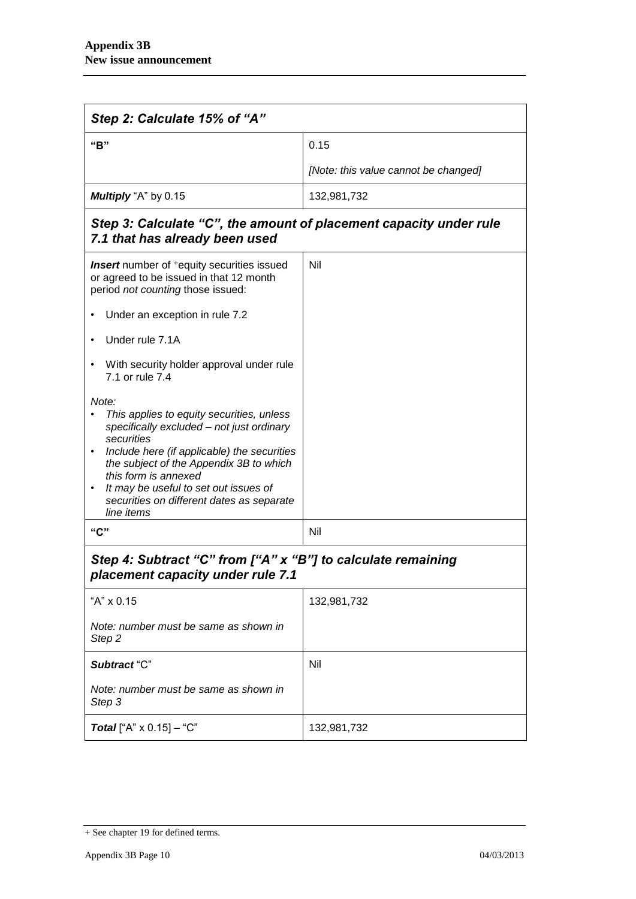| *Step 2: Calculate 15% of "A"* | |
|---|---|
| **"B"** | 0.15<br><br>*[Note: this value cannot be changed]* |
| ***Multiply*** "A" by 0.15 | 132,981,732 |
| ***Step 3: Calculate "C", the amount of placement capacity under rule 7.1 that has already been used*** | |
| ***Insert*** number of +equity securities issued or agreed to be issued in that 12 month period *not counting* those issued:<br><br>• Under an exception in rule 7.2<br><br>• Under rule 7.1A<br><br>• With security holder approval under rule 7.1 or rule 7.4<br><br>*Note:*<br>• *This applies to equity securities, unless specifically excluded – not just ordinary securities*<br>• *Include here (if applicable) the securities the subject of the Appendix 3B to which this form is annexed*<br>• *It may be useful to set out issues of securities on different dates as separate line items* | Nil |
| **"C"** | Nil |
| ***Step 4: Subtract "C" from ["A" x "B"] to calculate remaining placement capacity under rule 7.1*** | |
| "A" x 0.15<br><br>*Note: number must be same as shown in Step 2* | 132,981,732 |
| ***Subtract*** "C"<br><br>*Note: number must be same as shown in Step 3* | Nil |
| ***Total*** ["A" x 0.15] – "C" | 132,981,732 |

+ See chapter 19 for defined terms.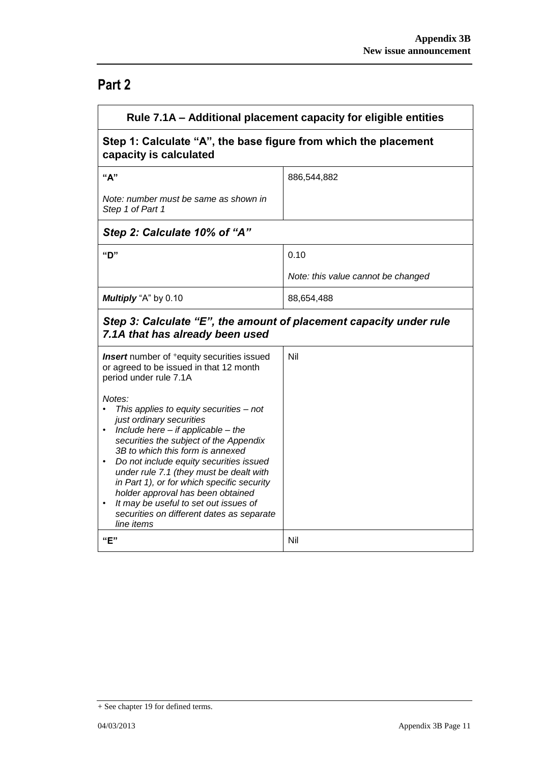## Part 2

| Rule 7.1A – Additional placement capacity for eligible entities | |
|---|---|
| **Step 1: Calculate "A", the base figure from which the placement capacity is calculated** | |
| **"A"**<br><br>*Note: number must be same as shown in Step 1 of Part 1* | 886,544,882 |
| ***Step 2: Calculate 10% of "A"*** | |
| **"D"** | 0.10<br><br>*Note: this value cannot be changed* |
| ***Multiply*** "A" by 0.10 | 88,654,488 |
| ***Step 3: Calculate "E", the amount of placement capacity under rule 7.1A that has already been used*** | |
| ***Insert*** number of +equity securities issued or agreed to be issued in that 12 month period under rule 7.1A<br><br>*Notes:*<br>• *This applies to equity securities – not just ordinary securities*<br>• *Include here – if applicable – the securities the subject of the Appendix 3B to which this form is annexed*<br>• *Do not include equity securities issued under rule 7.1 (they must be dealt with in Part 1), or for which specific security holder approval has been obtained*<br>• *It may be useful to set out issues of securities on different dates as separate line items* | Nil |
| **"E"** | Nil |

+ See chapter 19 for defined terms.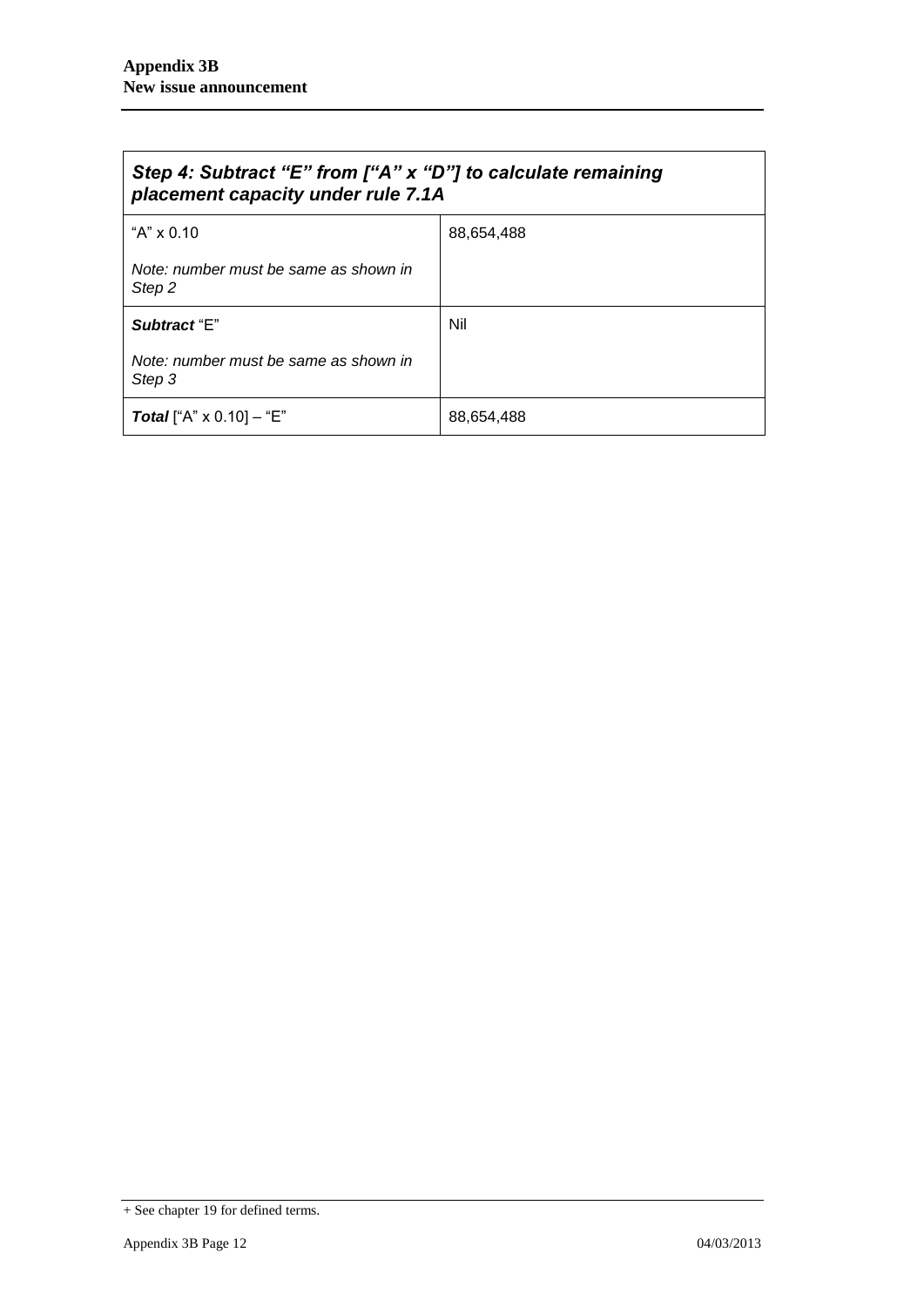| *Step 4: Subtract "E" from ["A" x "D"] to calculate remaining placement capacity under rule 7.1A* | |
|---|---|
| "A" x 0.10<br><br>*Note: number must be same as shown in Step 2* | 88,654,488 |
| ***Subtract*** "E"<br><br>*Note: number must be same as shown in Step 3* | Nil |
| ***Total*** ["A" x 0.10] – "E" | 88,654,488 |

+ See chapter 19 for defined terms.